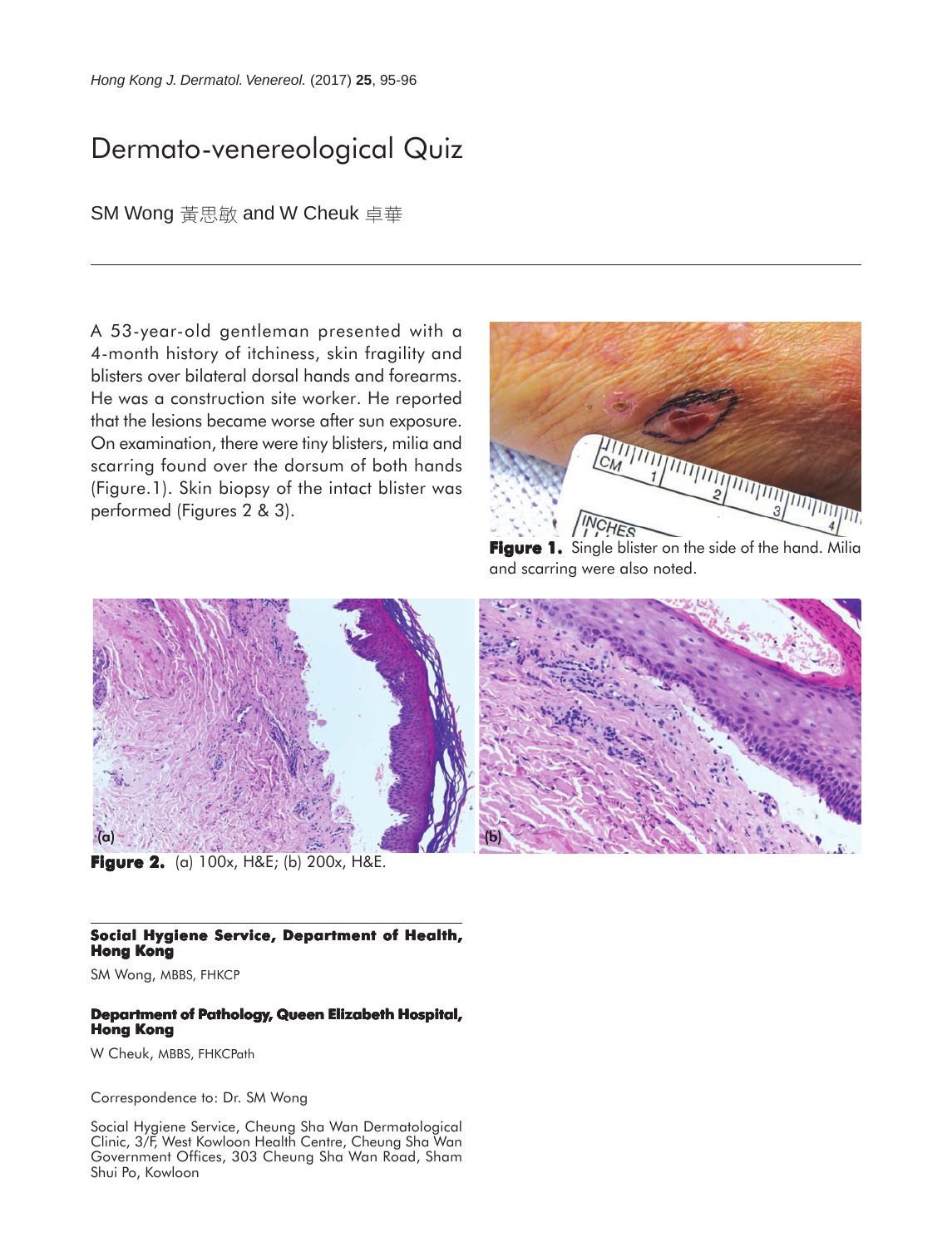# Dermato-venereological Quiz

SM Wong 黃思敏 and W Cheuk 卓華

A 53-year-old gentleman presented with a 4-month history of itchiness, skin fragility and blisters over bilateral dorsal hands and forearms. He was a construction site worker. He reported that the lesions became worse after sun exposure. On examination, there were tiny blisters, milia and scarring found over the dorsum of both hands (Figure.1). Skin biopsy of the intact blister was performed (Figures 2 & 3).

**Figure 1.** Single blister on the side of the hand. Milia and scarring were also noted.

**Figure 2.** (a) 100x, H&E; (b) 200x, H&E.

**Social Hygiene Service, Department of Health, Hong Kong**

SM Wong, MBBS, FHKCP

**Department of Pathology, Queen Elizabeth Hospital, Hong Kong**

W Cheuk, MBBS, FHKCPath

Correspondence to: Dr. SM Wong

Social Hygiene Service, Cheung Sha Wan Dermatological Clinic, 3/F, West Kowloon Health Centre, Cheung Sha Wan Government Offices, 303 Cheung Sha Wan Road, Sham Shui Po, Kowloon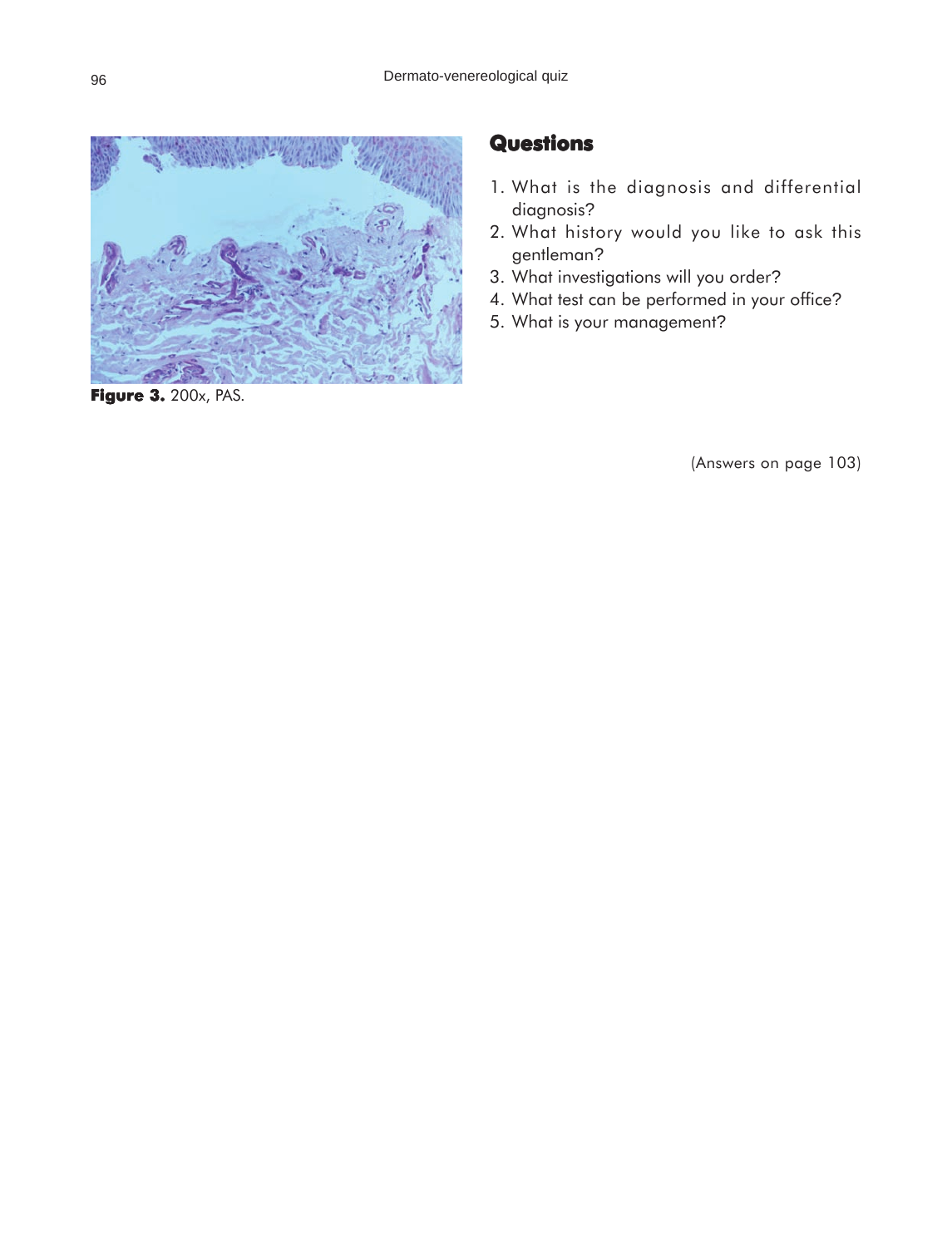Figure 3. 200x, PAS.

## Questions

1. What is the diagnosis and differential diagnosis?
2. What history would you like to ask this gentleman?
3. What investigations will you order?
4. What test can be performed in your office?
5. What is your management?

(Answers on page 103)